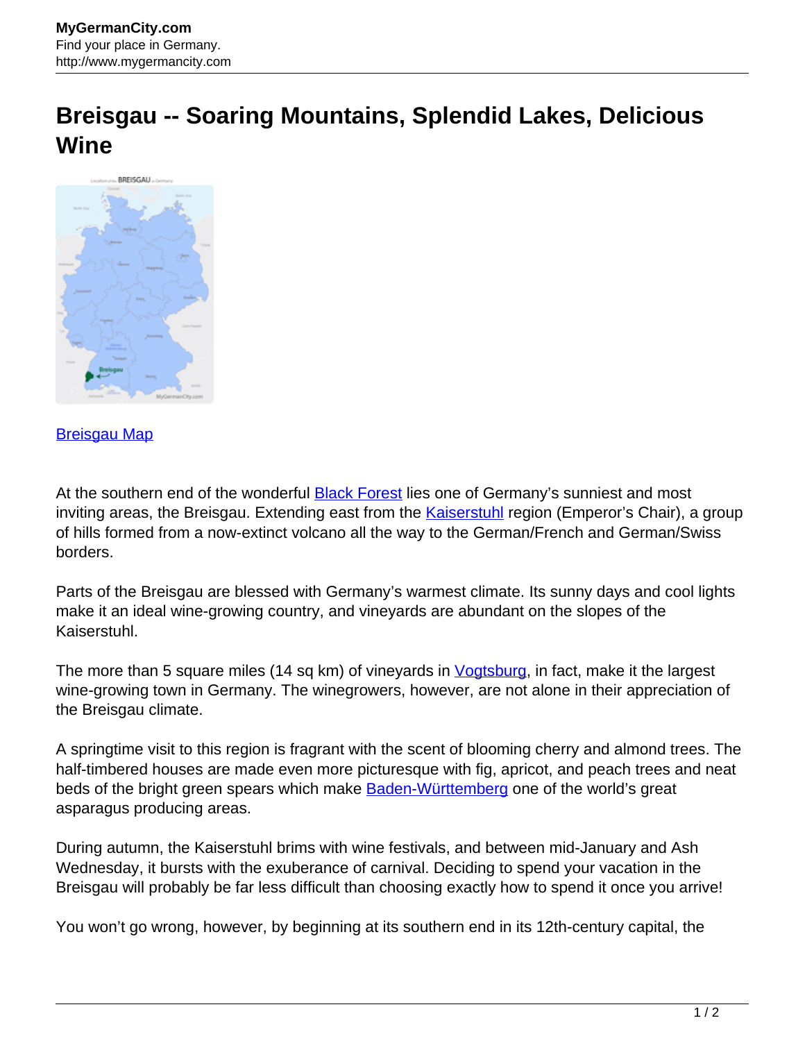# Breisgau -- Soaring Mountains, Splendid Lakes, Delicious Wine

Breisgau Map

At the southern end of the wonderful Black Forest lies one of Germany's sunniest and most inviting areas, the Breisgau. Extending east from the Kaiserstuhl region (Emperor's Chair), a group of hills formed from a now-extinct volcano all the way to the German/French and German/Swiss borders.

Parts of the Breisgau are blessed with Germany's warmest climate. Its sunny days and cool lights make it an ideal wine-growing country, and vineyards are abundant on the slopes of the Kaiserstuhl.

The more than 5 square miles (14 sq km) of vineyards in Vogtsburg, in fact, make it the largest wine-growing town in Germany. The winegrowers, however, are not alone in their appreciation of the Breisgau climate.

A springtime visit to this region is fragrant with the scent of blooming cherry and almond trees. The half-timbered houses are made even more picturesque with fig, apricot, and peach trees and neat beds of the bright green spears which make Baden-Württemberg one of the world's great asparagus producing areas.

During autumn, the Kaiserstuhl brims with wine festivals, and between mid-January and Ash Wednesday, it bursts with the exuberance of carnival. Deciding to spend your vacation in the Breisgau will probably be far less difficult than choosing exactly how to spend it once you arrive!

You won't go wrong, however, by beginning at its southern end in its 12th-century capital, the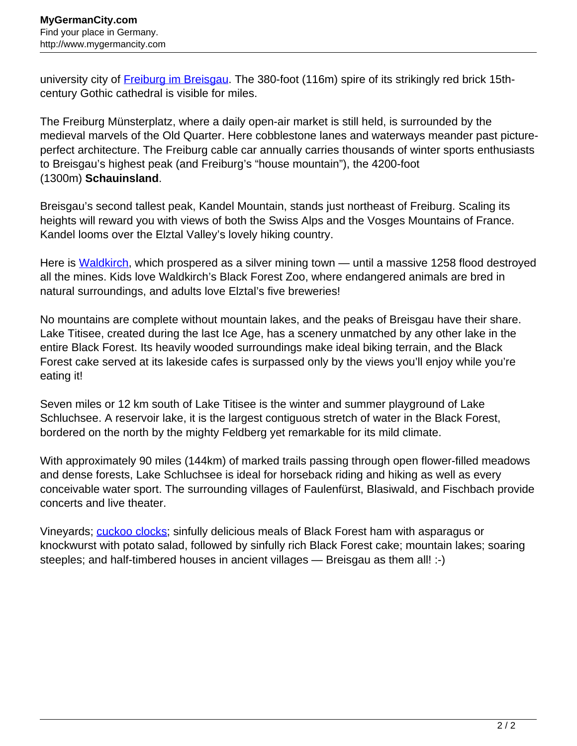university city of Freiburg im Breisgau. The 380-foot (116m) spire of its strikingly red brick 15th-century Gothic cathedral is visible for miles.

The Freiburg Münsterplatz, where a daily open-air market is still held, is surrounded by the medieval marvels of the Old Quarter. Here cobblestone lanes and waterways meander past picture-perfect architecture. The Freiburg cable car annually carries thousands of winter sports enthusiasts to Breisgau's highest peak (and Freiburg's "house mountain"), the 4200-foot (1300m) **Schauinsland**.

Breisgau's second tallest peak, Kandel Mountain, stands just northeast of Freiburg. Scaling its heights will reward you with views of both the Swiss Alps and the Vosges Mountains of France. Kandel looms over the Elztal Valley's lovely hiking country.

Here is Waldkirch, which prospered as a silver mining town — until a massive 1258 flood destroyed all the mines. Kids love Waldkirch's Black Forest Zoo, where endangered animals are bred in natural surroundings, and adults love Elztal's five breweries!

No mountains are complete without mountain lakes, and the peaks of Breisgau have their share. Lake Titisee, created during the last Ice Age, has a scenery unmatched by any other lake in the entire Black Forest. Its heavily wooded surroundings make ideal biking terrain, and the Black Forest cake served at its lakeside cafes is surpassed only by the views you'll enjoy while you're eating it!

Seven miles or 12 km south of Lake Titisee is the winter and summer playground of Lake Schluchsee. A reservoir lake, it is the largest contiguous stretch of water in the Black Forest, bordered on the north by the mighty Feldberg yet remarkable for its mild climate.

With approximately 90 miles (144km) of marked trails passing through open flower-filled meadows and dense forests, Lake Schluchsee is ideal for horseback riding and hiking as well as every conceivable water sport. The surrounding villages of Faulenfürst, Blasiwald, and Fischbach provide concerts and live theater.

Vineyards; cuckoo clocks; sinfully delicious meals of Black Forest ham with asparagus or knockwurst with potato salad, followed by sinfully rich Black Forest cake; mountain lakes; soaring steeples; and half-timbered houses in ancient villages — Breisgau as them all! :-)